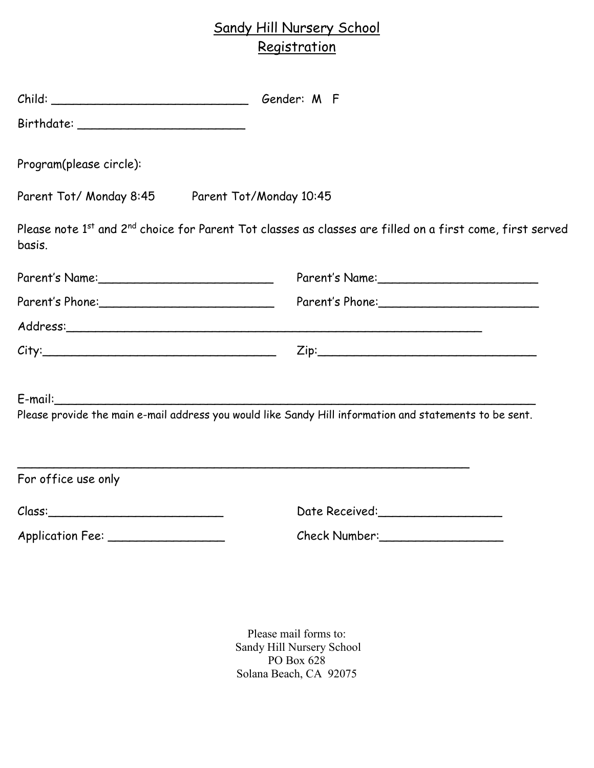# Sandy Hill Nursery School
## Registration

Child: ____________________________ Gender: M F

Birthdate: ________________________

Program(please circle):

Parent Tot/ Monday 8:45     Parent Tot/Monday 10:45

Please note 1st and 2nd choice for Parent Tot classes as classes are filled on a first come, first served basis.

Parent's Name:_________________________ Parent's Name:_______________________

Parent's Phone:_________________________ Parent's Phone:_______________________

Address:_______________________________________________________________

City:__________________________________ Zip:_______________________________

E-mail:_________________________________________________________________

Please provide the main e-mail address you would like Sandy Hill information and statements to be sent.

_________________________________________________________________

For office use only

Class:__________________________ Date Received:__________________

Application Fee: _________________ Check Number:__________________

Please mail forms to:
Sandy Hill Nursery School
PO Box 628
Solana Beach, CA 92075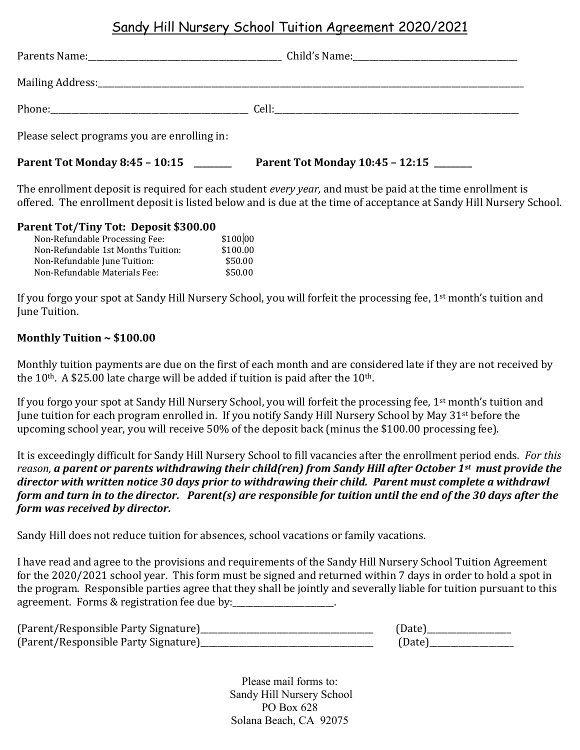# Sandy Hill Nursery School Tuition Agreement 2020/2021

Parents Name:_______________________________________________ Child's Name:_______________________________________

Mailing Address:_______________________________________________________________________________________________

Phone:_______________________________________________ Cell:_____________________________________________________

Please select programs you are enrolling in:

**Parent Tot Monday 8:45 – 10:15 \_\_\_\_\_\_\_\_\_ Parent Tot Monday 10:45 – 12:15 \_\_\_\_\_\_\_\_\_**

The enrollment deposit is required for each student *every year,* and must be paid at the time enrollment is offered. The enrollment deposit is listed below and is due at the time of acceptance at Sandy Hill Nursery School.

**Parent Tot/Tiny Tot: Deposit $300.00**

| | |
|---|---|
| Non-Refundable Processing Fee: | $100.00 |
| Non-Refundable 1st Months Tuition: | $100.00 |
| Non-Refundable June Tuition: | $50.00 |
| Non-Refundable Materials Fee: | $50.00 |

If you forgo your spot at Sandy Hill Nursery School, you will forfeit the processing fee, 1st month's tuition and June Tuition.

**Monthly Tuition ~ $100.00**

Monthly tuition payments are due on the first of each month and are considered late if they are not received by the 10th. A $25.00 late charge will be added if tuition is paid after the 10th.

If you forgo your spot at Sandy Hill Nursery School, you will forfeit the processing fee, 1st month's tuition and June tuition for each program enrolled in. If you notify Sandy Hill Nursery School by May 31st before the upcoming school year, you will receive 50% of the deposit back (minus the $100.00 processing fee).

It is exceedingly difficult for Sandy Hill Nursery School to fill vacancies after the enrollment period ends. *For this reason,* ***a parent or parents withdrawing their child(ren) from Sandy Hill after October 1st must provide the director with written notice 30 days prior to withdrawing their child. Parent must complete a withdrawl form and turn in to the director. Parent(s) are responsible for tuition until the end of the 30 days after the form was received by director.***

Sandy Hill does not reduce tuition for absences, school vacations or family vacations.

I have read and agree to the provisions and requirements of the Sandy Hill Nursery School Tuition Agreement for the 2020/2021 school year. This form must be signed and returned within 7 days in order to hold a spot in the program. Responsible parties agree that they shall be jointly and severally liable for tuition pursuant to this agreement. Forms & registration fee due by:_______________________.

(Parent/Responsible Party Signature)_________________________________________ (Date)___________________

(Parent/Responsible Party Signature)_________________________________________ (Date)___________________

Please mail forms to:
Sandy Hill Nursery School
PO Box 628
Solana Beach, CA 92075